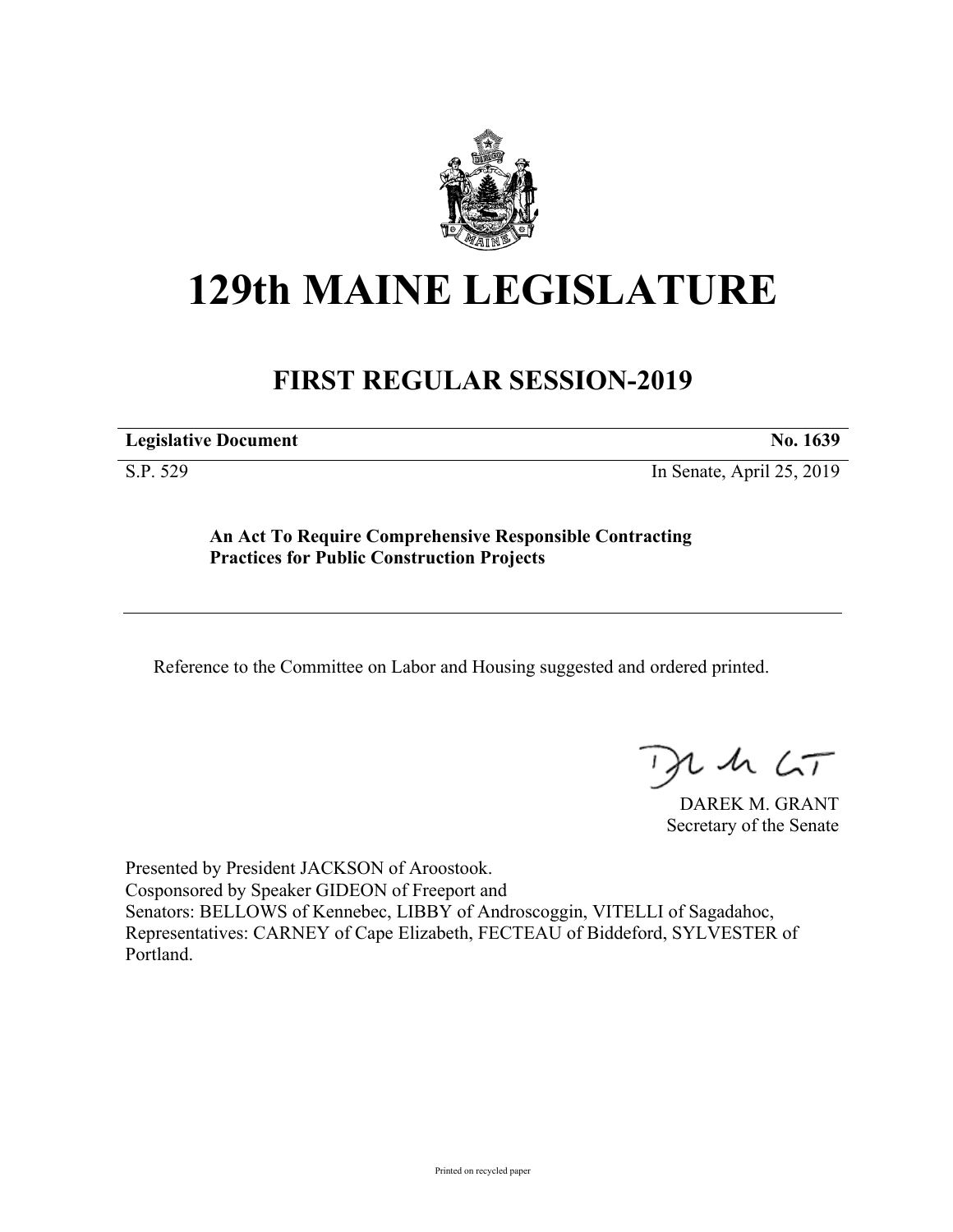# 129th MAINE LEGISLATURE

## FIRST REGULAR SESSION-2019

| **Legislative Document** | **No. 1639** |
|---|---|
| S.P. 529 | In Senate, April 25, 2019 |

**An Act To Require Comprehensive Responsible Contracting Practices for Public Construction Projects**

Reference to the Committee on Labor and Housing suggested and ordered printed.

DAREK M. GRANT
Secretary of the Senate

Presented by President JACKSON of Aroostook.
Cosponsored by Speaker GIDEON of Freeport and
Senators: BELLOWS of Kennebec, LIBBY of Androscoggin, VITELLI of Sagadahoc, Representatives: CARNEY of Cape Elizabeth, FECTEAU of Biddeford, SYLVESTER of Portland.

Printed on recycled paper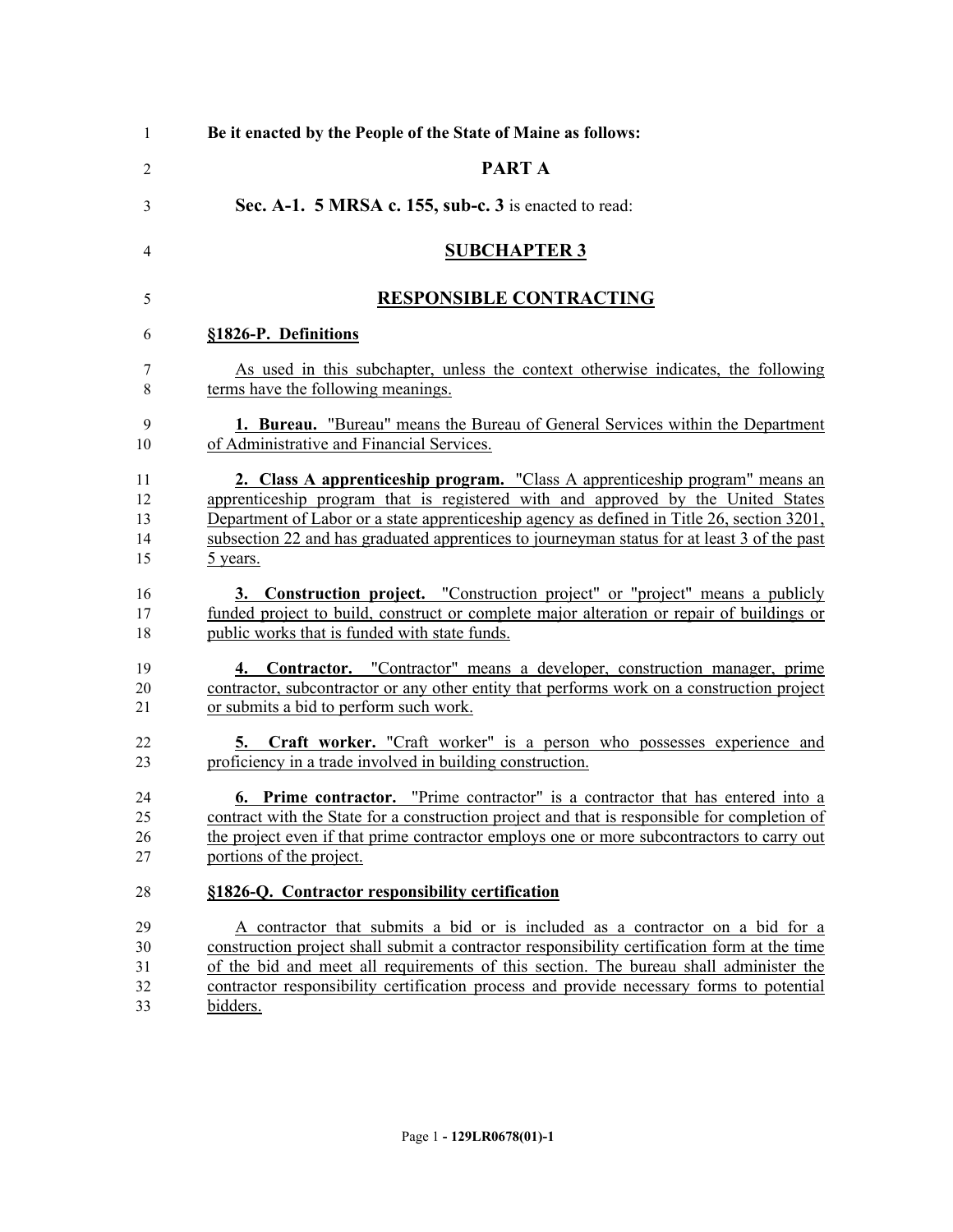**Be it enacted by the People of the State of Maine as follows:**

## PART A

**Sec. A-1. 5 MRSA c. 155, sub-c. 3** is enacted to read:

## SUBCHAPTER 3

## RESPONSIBLE CONTRACTING

### §1826-P. Definitions

As used in this subchapter, unless the context otherwise indicates, the following terms have the following meanings.

**1. Bureau.** "Bureau" means the Bureau of General Services within the Department of Administrative and Financial Services.

**2. Class A apprenticeship program.** "Class A apprenticeship program" means an apprenticeship program that is registered with and approved by the United States Department of Labor or a state apprenticeship agency as defined in Title 26, section 3201, subsection 22 and has graduated apprentices to journeyman status for at least 3 of the past 5 years.

**3. Construction project.** "Construction project" or "project" means a publicly funded project to build, construct or complete major alteration or repair of buildings or public works that is funded with state funds.

**4. Contractor.** "Contractor" means a developer, construction manager, prime contractor, subcontractor or any other entity that performs work on a construction project or submits a bid to perform such work.

**5. Craft worker.** "Craft worker" is a person who possesses experience and proficiency in a trade involved in building construction.

**6. Prime contractor.** "Prime contractor" is a contractor that has entered into a contract with the State for a construction project and that is responsible for completion of the project even if that prime contractor employs one or more subcontractors to carry out portions of the project.

### §1826-Q. Contractor responsibility certification

A contractor that submits a bid or is included as a contractor on a bid for a construction project shall submit a contractor responsibility certification form at the time of the bid and meet all requirements of this section. The bureau shall administer the contractor responsibility certification process and provide necessary forms to potential bidders.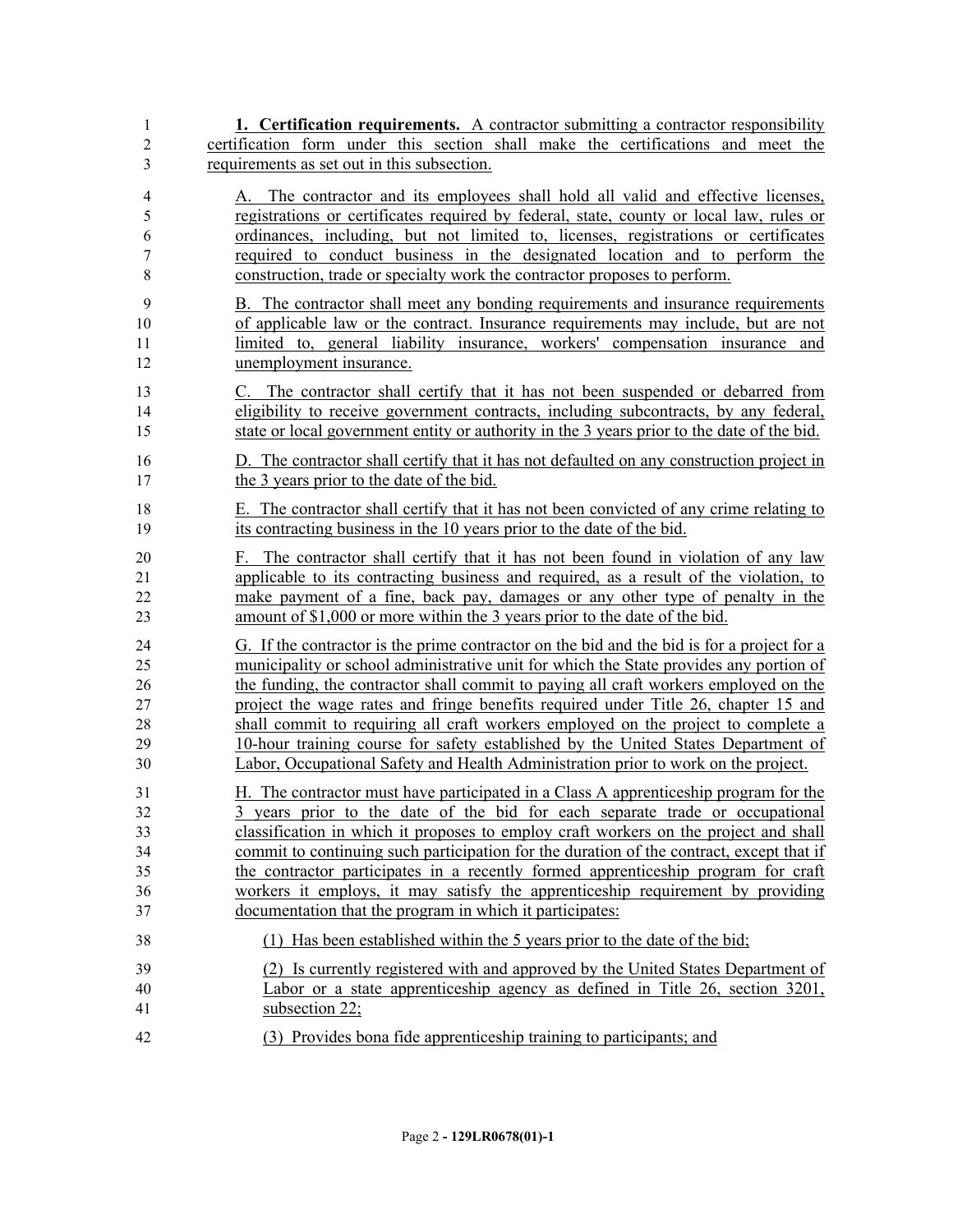**1. Certification requirements.** A contractor submitting a contractor responsibility certification form under this section shall make the certifications and meet the requirements as set out in this subsection.

A. The contractor and its employees shall hold all valid and effective licenses, registrations or certificates required by federal, state, county or local law, rules or ordinances, including, but not limited to, licenses, registrations or certificates required to conduct business in the designated location and to perform the construction, trade or specialty work the contractor proposes to perform.

B. The contractor shall meet any bonding requirements and insurance requirements of applicable law or the contract. Insurance requirements may include, but are not limited to, general liability insurance, workers' compensation insurance and unemployment insurance.

C. The contractor shall certify that it has not been suspended or debarred from eligibility to receive government contracts, including subcontracts, by any federal, state or local government entity or authority in the 3 years prior to the date of the bid.

D. The contractor shall certify that it has not defaulted on any construction project in the 3 years prior to the date of the bid.

E. The contractor shall certify that it has not been convicted of any crime relating to its contracting business in the 10 years prior to the date of the bid.

F. The contractor shall certify that it has not been found in violation of any law applicable to its contracting business and required, as a result of the violation, to make payment of a fine, back pay, damages or any other type of penalty in the amount of $1,000 or more within the 3 years prior to the date of the bid.

G. If the contractor is the prime contractor on the bid and the bid is for a project for a municipality or school administrative unit for which the State provides any portion of the funding, the contractor shall commit to paying all craft workers employed on the project the wage rates and fringe benefits required under Title 26, chapter 15 and shall commit to requiring all craft workers employed on the project to complete a 10-hour training course for safety established by the United States Department of Labor, Occupational Safety and Health Administration prior to work on the project.

H. The contractor must have participated in a Class A apprenticeship program for the 3 years prior to the date of the bid for each separate trade or occupational classification in which it proposes to employ craft workers on the project and shall commit to continuing such participation for the duration of the contract, except that if the contractor participates in a recently formed apprenticeship program for craft workers it employs, it may satisfy the apprenticeship requirement by providing documentation that the program in which it participates:

(1) Has been established within the 5 years prior to the date of the bid;

(2) Is currently registered with and approved by the United States Department of Labor or a state apprenticeship agency as defined in Title 26, section 3201, subsection 22;

(3) Provides bona fide apprenticeship training to participants; and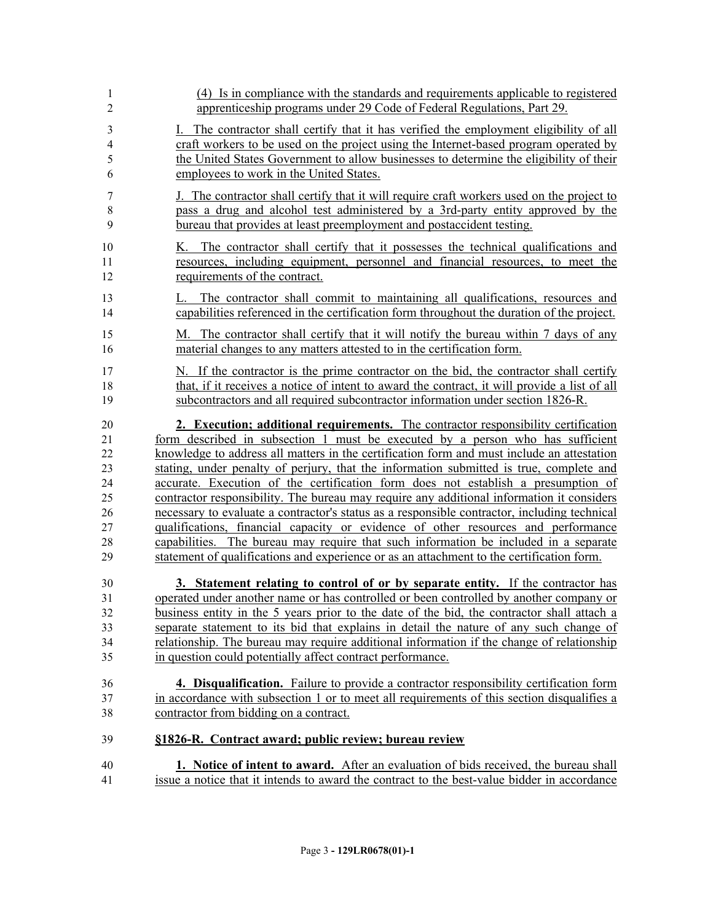(4) Is in compliance with the standards and requirements applicable to registered apprenticeship programs under 29 Code of Federal Regulations, Part 29.

I. The contractor shall certify that it has verified the employment eligibility of all craft workers to be used on the project using the Internet-based program operated by the United States Government to allow businesses to determine the eligibility of their employees to work in the United States.

J. The contractor shall certify that it will require craft workers used on the project to pass a drug and alcohol test administered by a 3rd-party entity approved by the bureau that provides at least preemployment and postaccident testing.

K. The contractor shall certify that it possesses the technical qualifications and resources, including equipment, personnel and financial resources, to meet the requirements of the contract.

L. The contractor shall commit to maintaining all qualifications, resources and capabilities referenced in the certification form throughout the duration of the project.

M. The contractor shall certify that it will notify the bureau within 7 days of any material changes to any matters attested to in the certification form.

N. If the contractor is the prime contractor on the bid, the contractor shall certify that, if it receives a notice of intent to award the contract, it will provide a list of all subcontractors and all required subcontractor information under section 1826-R.

**2. Execution; additional requirements.** The contractor responsibility certification form described in subsection 1 must be executed by a person who has sufficient knowledge to address all matters in the certification form and must include an attestation stating, under penalty of perjury, that the information submitted is true, complete and accurate. Execution of the certification form does not establish a presumption of contractor responsibility. The bureau may require any additional information it considers necessary to evaluate a contractor's status as a responsible contractor, including technical qualifications, financial capacity or evidence of other resources and performance capabilities. The bureau may require that such information be included in a separate statement of qualifications and experience or as an attachment to the certification form.

**3. Statement relating to control of or by separate entity.** If the contractor has operated under another name or has controlled or been controlled by another company or business entity in the 5 years prior to the date of the bid, the contractor shall attach a separate statement to its bid that explains in detail the nature of any such change of relationship. The bureau may require additional information if the change of relationship in question could potentially affect contract performance.

**4. Disqualification.** Failure to provide a contractor responsibility certification form in accordance with subsection 1 or to meet all requirements of this section disqualifies a contractor from bidding on a contract.

**§1826-R. Contract award; public review; bureau review**

**1. Notice of intent to award.** After an evaluation of bids received, the bureau shall issue a notice that it intends to award the contract to the best-value bidder in accordance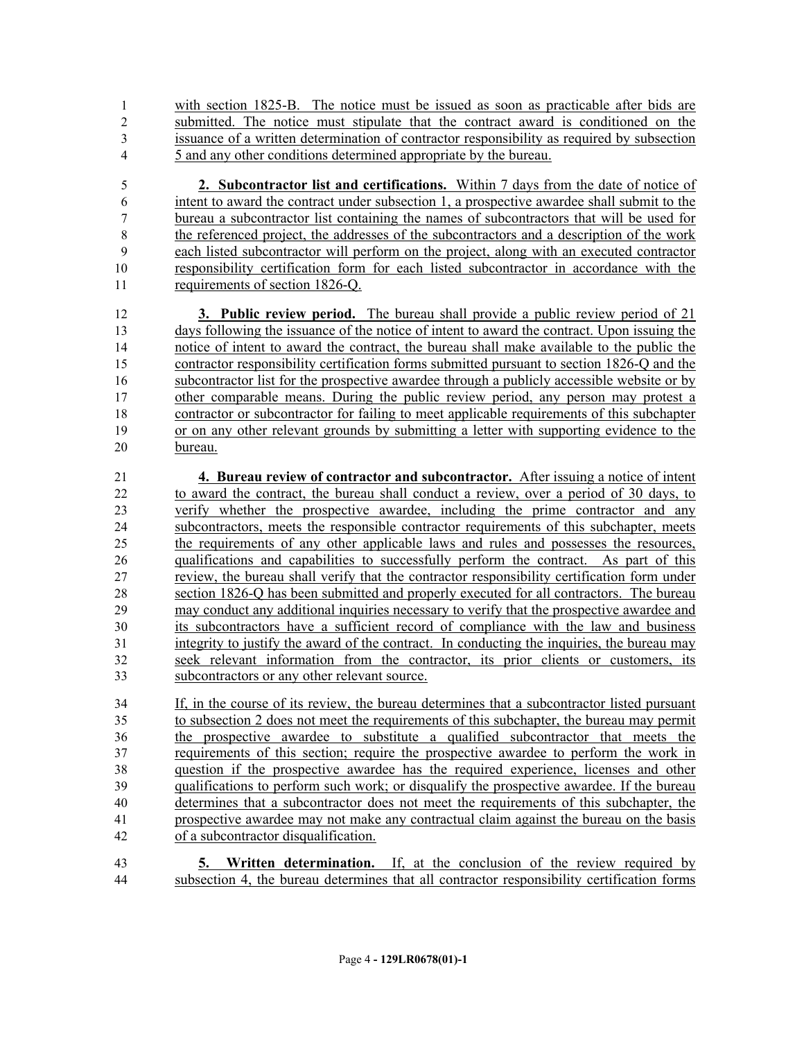with section 1825-B. The notice must be issued as soon as practicable after bids are submitted. The notice must stipulate that the contract award is conditioned on the issuance of a written determination of contractor responsibility as required by subsection 5 and any other conditions determined appropriate by the bureau.

**2. Subcontractor list and certifications.** Within 7 days from the date of notice of intent to award the contract under subsection 1, a prospective awardee shall submit to the bureau a subcontractor list containing the names of subcontractors that will be used for the referenced project, the addresses of the subcontractors and a description of the work each listed subcontractor will perform on the project, along with an executed contractor responsibility certification form for each listed subcontractor in accordance with the requirements of section 1826-Q.

**3. Public review period.** The bureau shall provide a public review period of 21 days following the issuance of the notice of intent to award the contract. Upon issuing the notice of intent to award the contract, the bureau shall make available to the public the contractor responsibility certification forms submitted pursuant to section 1826-Q and the subcontractor list for the prospective awardee through a publicly accessible website or by other comparable means. During the public review period, any person may protest a contractor or subcontractor for failing to meet applicable requirements of this subchapter or on any other relevant grounds by submitting a letter with supporting evidence to the bureau.

**4. Bureau review of contractor and subcontractor.** After issuing a notice of intent to award the contract, the bureau shall conduct a review, over a period of 30 days, to verify whether the prospective awardee, including the prime contractor and any subcontractors, meets the responsible contractor requirements of this subchapter, meets the requirements of any other applicable laws and rules and possesses the resources, qualifications and capabilities to successfully perform the contract. As part of this review, the bureau shall verify that the contractor responsibility certification form under section 1826-Q has been submitted and properly executed for all contractors. The bureau may conduct any additional inquiries necessary to verify that the prospective awardee and its subcontractors have a sufficient record of compliance with the law and business integrity to justify the award of the contract. In conducting the inquiries, the bureau may seek relevant information from the contractor, its prior clients or customers, its subcontractors or any other relevant source.

If, in the course of its review, the bureau determines that a subcontractor listed pursuant to subsection 2 does not meet the requirements of this subchapter, the bureau may permit the prospective awardee to substitute a qualified subcontractor that meets the requirements of this section; require the prospective awardee to perform the work in question if the prospective awardee has the required experience, licenses and other qualifications to perform such work; or disqualify the prospective awardee. If the bureau determines that a subcontractor does not meet the requirements of this subchapter, the prospective awardee may not make any contractual claim against the bureau on the basis of a subcontractor disqualification.

**5. Written determination.** If, at the conclusion of the review required by subsection 4, the bureau determines that all contractor responsibility certification forms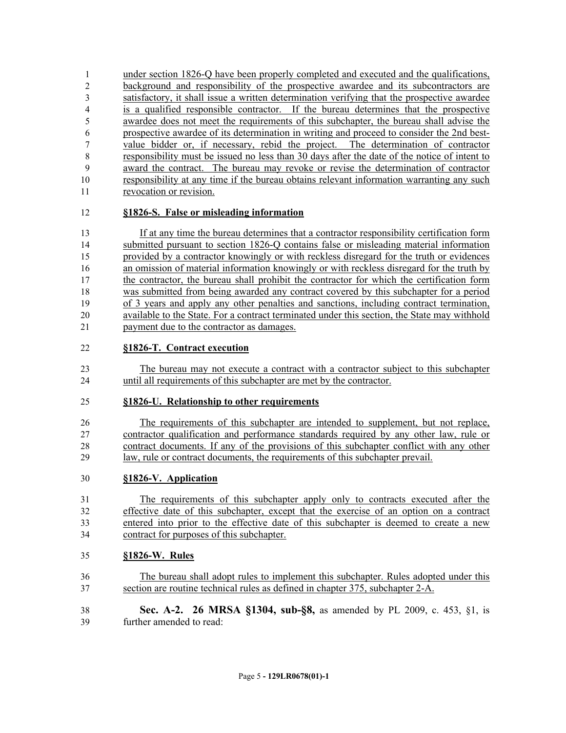under section 1826-Q have been properly completed and executed and the qualifications, background and responsibility of the prospective awardee and its subcontractors are satisfactory, it shall issue a written determination verifying that the prospective awardee is a qualified responsible contractor. If the bureau determines that the prospective awardee does not meet the requirements of this subchapter, the bureau shall advise the prospective awardee of its determination in writing and proceed to consider the 2nd best-value bidder or, if necessary, rebid the project. The determination of contractor responsibility must be issued no less than 30 days after the date of the notice of intent to award the contract. The bureau may revoke or revise the determination of contractor responsibility at any time if the bureau obtains relevant information warranting any such revocation or revision.

**§1826-S. False or misleading information**

If at any time the bureau determines that a contractor responsibility certification form submitted pursuant to section 1826-Q contains false or misleading material information provided by a contractor knowingly or with reckless disregard for the truth or evidences an omission of material information knowingly or with reckless disregard for the truth by the contractor, the bureau shall prohibit the contractor for which the certification form was submitted from being awarded any contract covered by this subchapter for a period of 3 years and apply any other penalties and sanctions, including contract termination, available to the State. For a contract terminated under this section, the State may withhold payment due to the contractor as damages.

**§1826-T. Contract execution**

The bureau may not execute a contract with a contractor subject to this subchapter until all requirements of this subchapter are met by the contractor.

**§1826-U. Relationship to other requirements**

The requirements of this subchapter are intended to supplement, but not replace, contractor qualification and performance standards required by any other law, rule or contract documents. If any of the provisions of this subchapter conflict with any other law, rule or contract documents, the requirements of this subchapter prevail.

**§1826-V. Application**

The requirements of this subchapter apply only to contracts executed after the effective date of this subchapter, except that the exercise of an option on a contract entered into prior to the effective date of this subchapter is deemed to create a new contract for purposes of this subchapter.

**§1826-W. Rules**

The bureau shall adopt rules to implement this subchapter. Rules adopted under this section are routine technical rules as defined in chapter 375, subchapter 2-A.

**Sec. A-2. 26 MRSA §1304, sub-§8,** as amended by PL 2009, c. 453, §1, is further amended to read: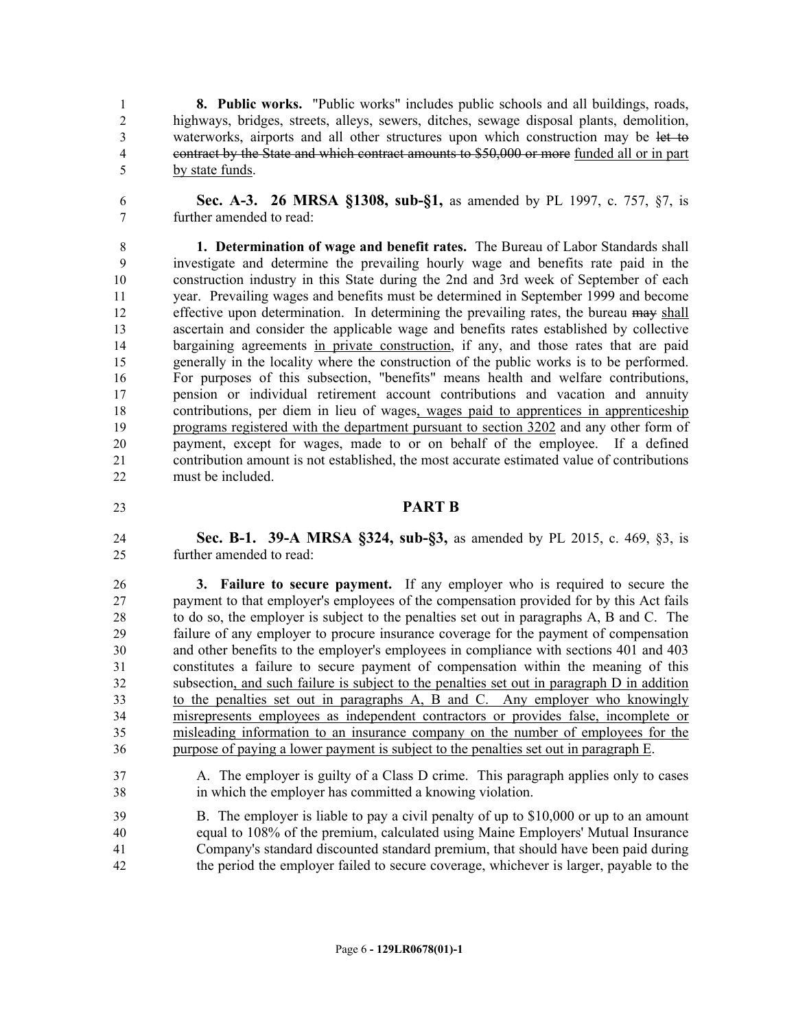**8. Public works.** "Public works" includes public schools and all buildings, roads, highways, bridges, streets, alleys, sewers, ditches, sewage disposal plants, demolition, waterworks, airports and all other structures upon which construction may be ~~let to contract by the State and which contract amounts to $50,000 or more~~ <u>funded all or in part by state funds</u>.

**Sec. A-3. 26 MRSA §1308, sub-§1,** as amended by PL 1997, c. 757, §7, is further amended to read:

**1. Determination of wage and benefit rates.** The Bureau of Labor Standards shall investigate and determine the prevailing hourly wage and benefits rate paid in the construction industry in this State during the 2nd and 3rd week of September of each year. Prevailing wages and benefits must be determined in September 1999 and become effective upon determination. In determining the prevailing rates, the bureau ~~may~~ <u>shall</u> ascertain and consider the applicable wage and benefits rates established by collective bargaining agreements <u>in private construction</u>, if any, and those rates that are paid generally in the locality where the construction of the public works is to be performed. For purposes of this subsection, "benefits" means health and welfare contributions, pension or individual retirement account contributions and vacation and annuity contributions, per diem in lieu of wages<u>, wages paid to apprentices in apprenticeship programs registered with the department pursuant to section 3202</u> and any other form of payment, except for wages, made to or on behalf of the employee. If a defined contribution amount is not established, the most accurate estimated value of contributions must be included.

## PART B

**Sec. B-1. 39-A MRSA §324, sub-§3,** as amended by PL 2015, c. 469, §3, is further amended to read:

**3. Failure to secure payment.** If any employer who is required to secure the payment to that employer's employees of the compensation provided for by this Act fails to do so, the employer is subject to the penalties set out in paragraphs A, B and C. The failure of any employer to procure insurance coverage for the payment of compensation and other benefits to the employer's employees in compliance with sections 401 and 403 constitutes a failure to secure payment of compensation within the meaning of this subsection<u>, and such failure is subject to the penalties set out in paragraph D in addition to the penalties set out in paragraphs A, B and C. Any employer who knowingly misrepresents employees as independent contractors or provides false, incomplete or misleading information to an insurance company on the number of employees for the purpose of paying a lower payment is subject to the penalties set out in paragraph E</u>.

A. The employer is guilty of a Class D crime. This paragraph applies only to cases in which the employer has committed a knowing violation.

B. The employer is liable to pay a civil penalty of up to $10,000 or up to an amount equal to 108% of the premium, calculated using Maine Employers' Mutual Insurance Company's standard discounted standard premium, that should have been paid during the period the employer failed to secure coverage, whichever is larger, payable to the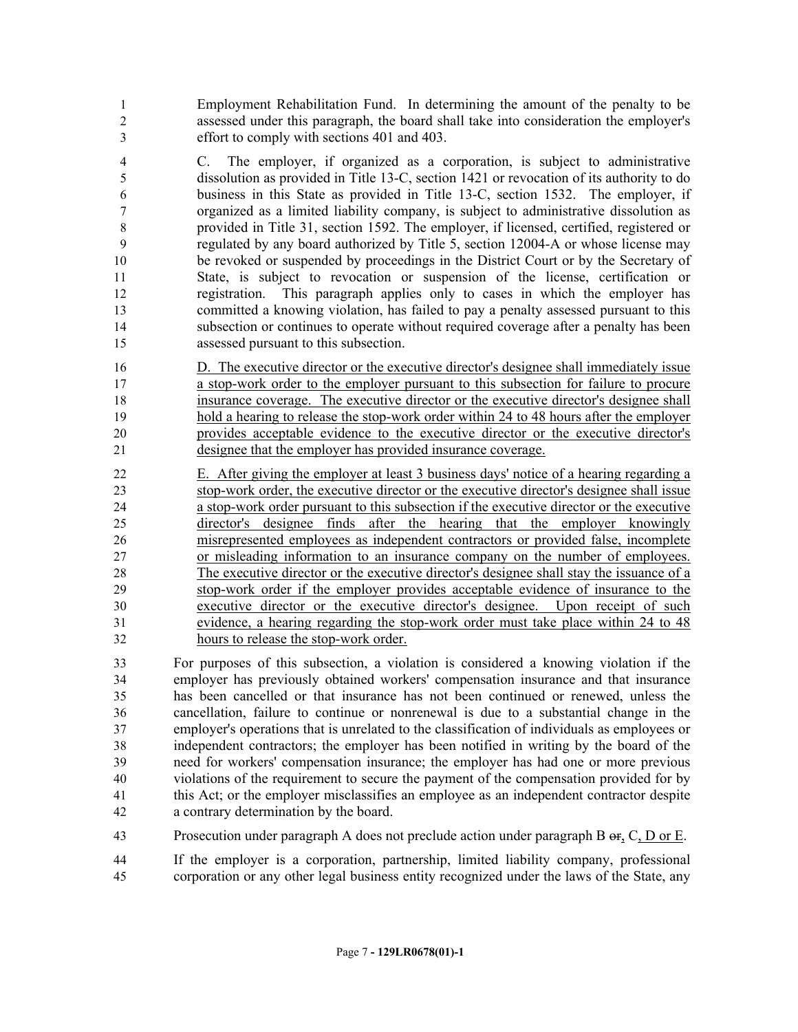Employment Rehabilitation Fund. In determining the amount of the penalty to be assessed under this paragraph, the board shall take into consideration the employer's effort to comply with sections 401 and 403.

C. The employer, if organized as a corporation, is subject to administrative dissolution as provided in Title 13-C, section 1421 or revocation of its authority to do business in this State as provided in Title 13-C, section 1532. The employer, if organized as a limited liability company, is subject to administrative dissolution as provided in Title 31, section 1592. The employer, if licensed, certified, registered or regulated by any board authorized by Title 5, section 12004-A or whose license may be revoked or suspended by proceedings in the District Court or by the Secretary of State, is subject to revocation or suspension of the license, certification or registration. This paragraph applies only to cases in which the employer has committed a knowing violation, has failed to pay a penalty assessed pursuant to this subsection or continues to operate without required coverage after a penalty has been assessed pursuant to this subsection.

<u>D. The executive director or the executive director's designee shall immediately issue a stop-work order to the employer pursuant to this subsection for failure to procure insurance coverage. The executive director or the executive director's designee shall hold a hearing to release the stop-work order within 24 to 48 hours after the employer provides acceptable evidence to the executive director or the executive director's designee that the employer has provided insurance coverage.</u>

<u>E. After giving the employer at least 3 business days' notice of a hearing regarding a stop-work order, the executive director or the executive director's designee shall issue a stop-work order pursuant to this subsection if the executive director or the executive director's designee finds after the hearing that the employer knowingly misrepresented employees as independent contractors or provided false, incomplete or misleading information to an insurance company on the number of employees. The executive director or the executive director's designee shall stay the issuance of a stop-work order if the employer provides acceptable evidence of insurance to the executive director or the executive director's designee. Upon receipt of such evidence, a hearing regarding the stop-work order must take place within 24 to 48 hours to release the stop-work order.</u>

For purposes of this subsection, a violation is considered a knowing violation if the employer has previously obtained workers' compensation insurance and that insurance has been cancelled or that insurance has not been continued or renewed, unless the cancellation, failure to continue or nonrenewal is due to a substantial change in the employer's operations that is unrelated to the classification of individuals as employees or independent contractors; the employer has been notified in writing by the board of the need for workers' compensation insurance; the employer has had one or more previous violations of the requirement to secure the payment of the compensation provided for by this Act; or the employer misclassifies an employee as an independent contractor despite a contrary determination by the board.

Prosecution under paragraph A does not preclude action under paragraph B ~~or~~<u>,</u> C<u>, D or E</u>.

If the employer is a corporation, partnership, limited liability company, professional corporation or any other legal business entity recognized under the laws of the State, any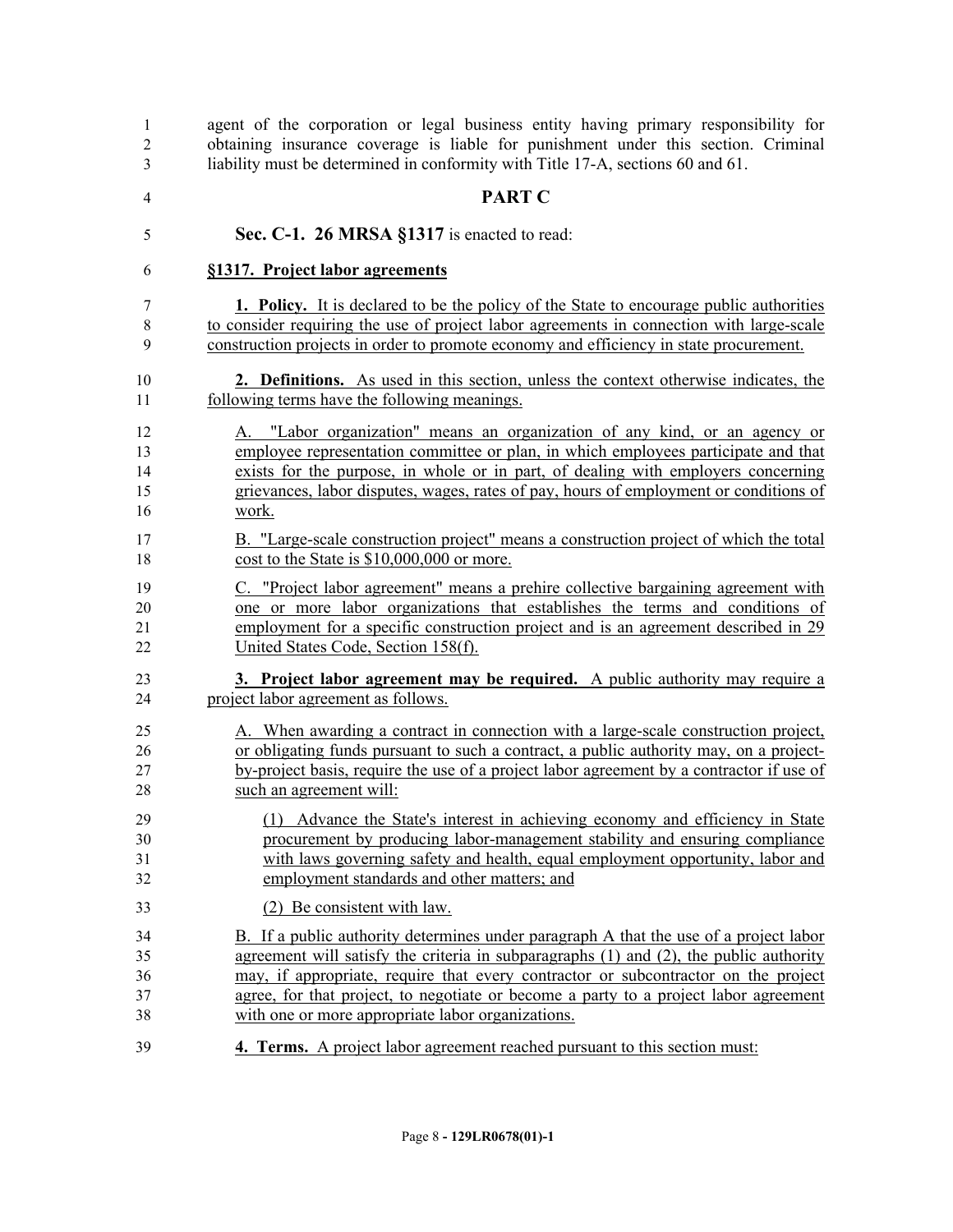agent of the corporation or legal business entity having primary responsibility for obtaining insurance coverage is liable for punishment under this section. Criminal liability must be determined in conformity with Title 17-A, sections 60 and 61.

## PART C

**Sec. C-1. 26 MRSA §1317** is enacted to read:

**§1317. Project labor agreements**

**1. Policy.** It is declared to be the policy of the State to encourage public authorities to consider requiring the use of project labor agreements in connection with large-scale construction projects in order to promote economy and efficiency in state procurement.

**2. Definitions.** As used in this section, unless the context otherwise indicates, the following terms have the following meanings.

A. "Labor organization" means an organization of any kind, or an agency or employee representation committee or plan, in which employees participate and that exists for the purpose, in whole or in part, of dealing with employers concerning grievances, labor disputes, wages, rates of pay, hours of employment or conditions of work.

B. "Large-scale construction project" means a construction project of which the total cost to the State is $10,000,000 or more.

C. "Project labor agreement" means a prehire collective bargaining agreement with one or more labor organizations that establishes the terms and conditions of employment for a specific construction project and is an agreement described in 29 United States Code, Section 158(f).

**3. Project labor agreement may be required.** A public authority may require a project labor agreement as follows.

A. When awarding a contract in connection with a large-scale construction project, or obligating funds pursuant to such a contract, a public authority may, on a project-by-project basis, require the use of a project labor agreement by a contractor if use of such an agreement will:

(1) Advance the State's interest in achieving economy and efficiency in State procurement by producing labor-management stability and ensuring compliance with laws governing safety and health, equal employment opportunity, labor and employment standards and other matters; and

(2) Be consistent with law.

B. If a public authority determines under paragraph A that the use of a project labor agreement will satisfy the criteria in subparagraphs (1) and (2), the public authority may, if appropriate, require that every contractor or subcontractor on the project agree, for that project, to negotiate or become a party to a project labor agreement with one or more appropriate labor organizations.

**4. Terms.** A project labor agreement reached pursuant to this section must: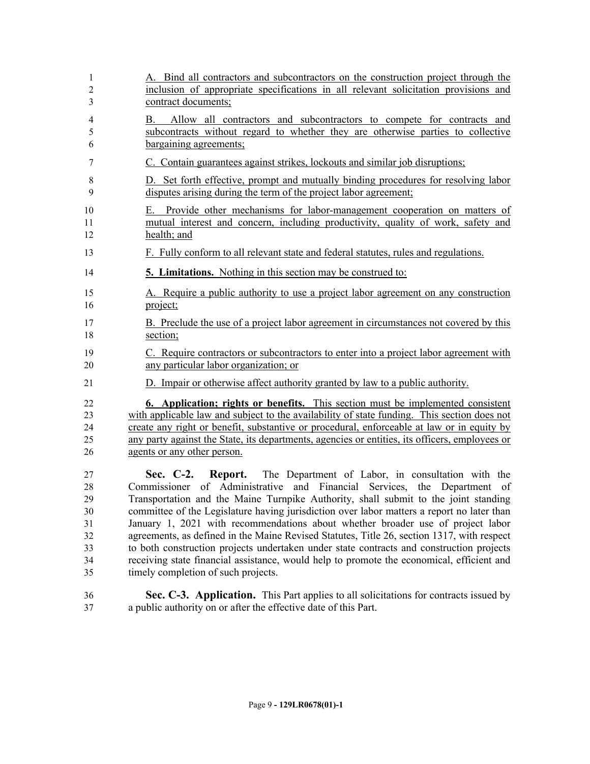A. Bind all contractors and subcontractors on the construction project through the inclusion of appropriate specifications in all relevant solicitation provisions and contract documents;

B. Allow all contractors and subcontractors to compete for contracts and subcontracts without regard to whether they are otherwise parties to collective bargaining agreements;

C. Contain guarantees against strikes, lockouts and similar job disruptions;

D. Set forth effective, prompt and mutually binding procedures for resolving labor disputes arising during the term of the project labor agreement;

E. Provide other mechanisms for labor-management cooperation on matters of mutual interest and concern, including productivity, quality of work, safety and health; and

F. Fully conform to all relevant state and federal statutes, rules and regulations.

**5. Limitations.** Nothing in this section may be construed to:

A. Require a public authority to use a project labor agreement on any construction project;

B. Preclude the use of a project labor agreement in circumstances not covered by this section;

C. Require contractors or subcontractors to enter into a project labor agreement with any particular labor organization; or

D. Impair or otherwise affect authority granted by law to a public authority.

**6. Application; rights or benefits.** This section must be implemented consistent with applicable law and subject to the availability of state funding. This section does not create any right or benefit, substantive or procedural, enforceable at law or in equity by any party against the State, its departments, agencies or entities, its officers, employees or agents or any other person.

**Sec. C-2. Report.** The Department of Labor, in consultation with the Commissioner of Administrative and Financial Services, the Department of Transportation and the Maine Turnpike Authority, shall submit to the joint standing committee of the Legislature having jurisdiction over labor matters a report no later than January 1, 2021 with recommendations about whether broader use of project labor agreements, as defined in the Maine Revised Statutes, Title 26, section 1317, with respect to both construction projects undertaken under state contracts and construction projects receiving state financial assistance, would help to promote the economical, efficient and timely completion of such projects.

**Sec. C-3. Application.** This Part applies to all solicitations for contracts issued by a public authority on or after the effective date of this Part.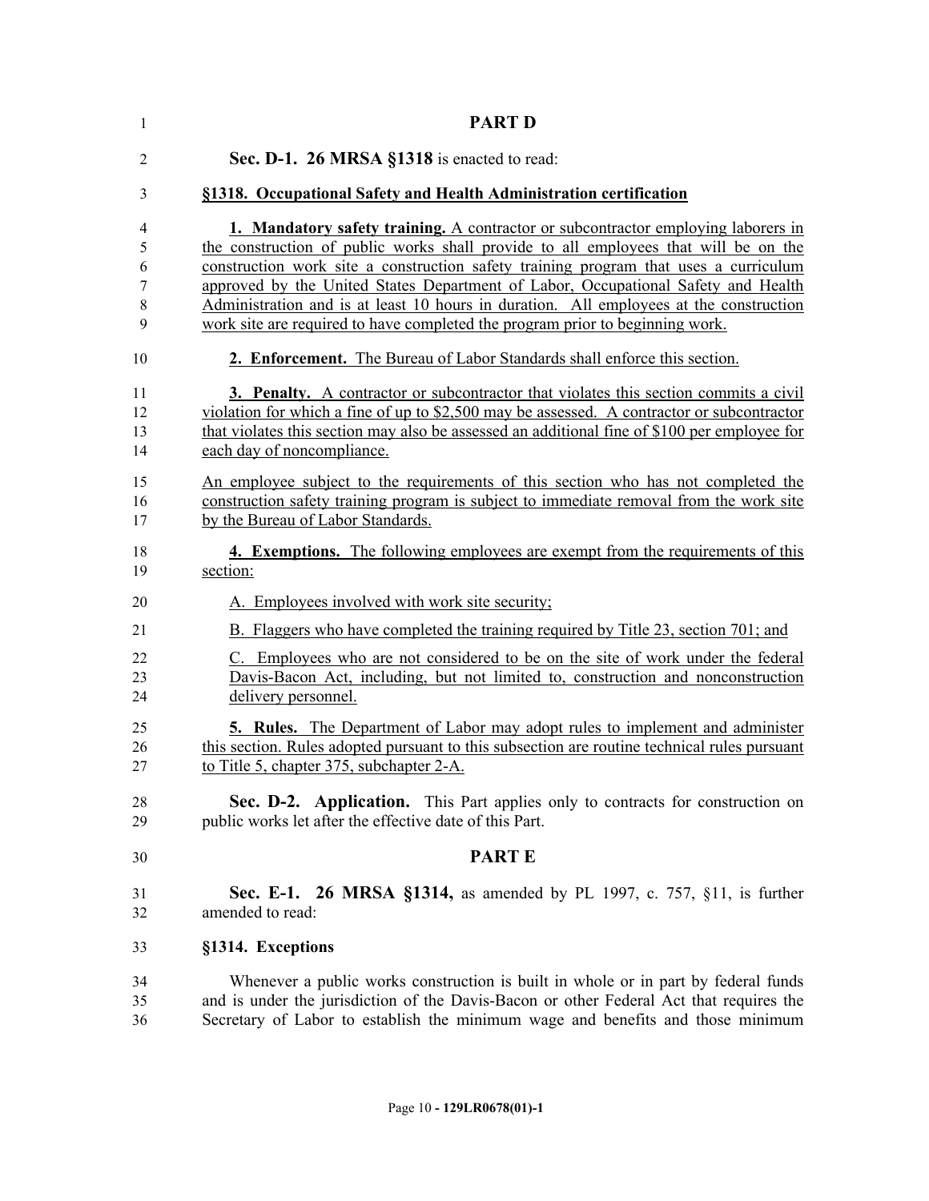## PART D

**Sec. D-1. 26 MRSA §1318** is enacted to read:

**§1318. Occupational Safety and Health Administration certification**

**1. Mandatory safety training.** A contractor or subcontractor employing laborers in the construction of public works shall provide to all employees that will be on the construction work site a construction safety training program that uses a curriculum approved by the United States Department of Labor, Occupational Safety and Health Administration and is at least 10 hours in duration. All employees at the construction work site are required to have completed the program prior to beginning work.

**2. Enforcement.** The Bureau of Labor Standards shall enforce this section.

**3. Penalty.** A contractor or subcontractor that violates this section commits a civil violation for which a fine of up to $2,500 may be assessed. A contractor or subcontractor that violates this section may also be assessed an additional fine of $100 per employee for each day of noncompliance.

An employee subject to the requirements of this section who has not completed the construction safety training program is subject to immediate removal from the work site by the Bureau of Labor Standards.

**4. Exemptions.** The following employees are exempt from the requirements of this section:

A. Employees involved with work site security;

B. Flaggers who have completed the training required by Title 23, section 701; and

C. Employees who are not considered to be on the site of work under the federal Davis-Bacon Act, including, but not limited to, construction and nonconstruction delivery personnel.

**5. Rules.** The Department of Labor may adopt rules to implement and administer this section. Rules adopted pursuant to this subsection are routine technical rules pursuant to Title 5, chapter 375, subchapter 2-A.

**Sec. D-2. Application.** This Part applies only to contracts for construction on public works let after the effective date of this Part.

## PART E

**Sec. E-1. 26 MRSA §1314,** as amended by PL 1997, c. 757, §11, is further amended to read:

**§1314. Exceptions**

Whenever a public works construction is built in whole or in part by federal funds and is under the jurisdiction of the Davis-Bacon or other Federal Act that requires the Secretary of Labor to establish the minimum wage and benefits and those minimum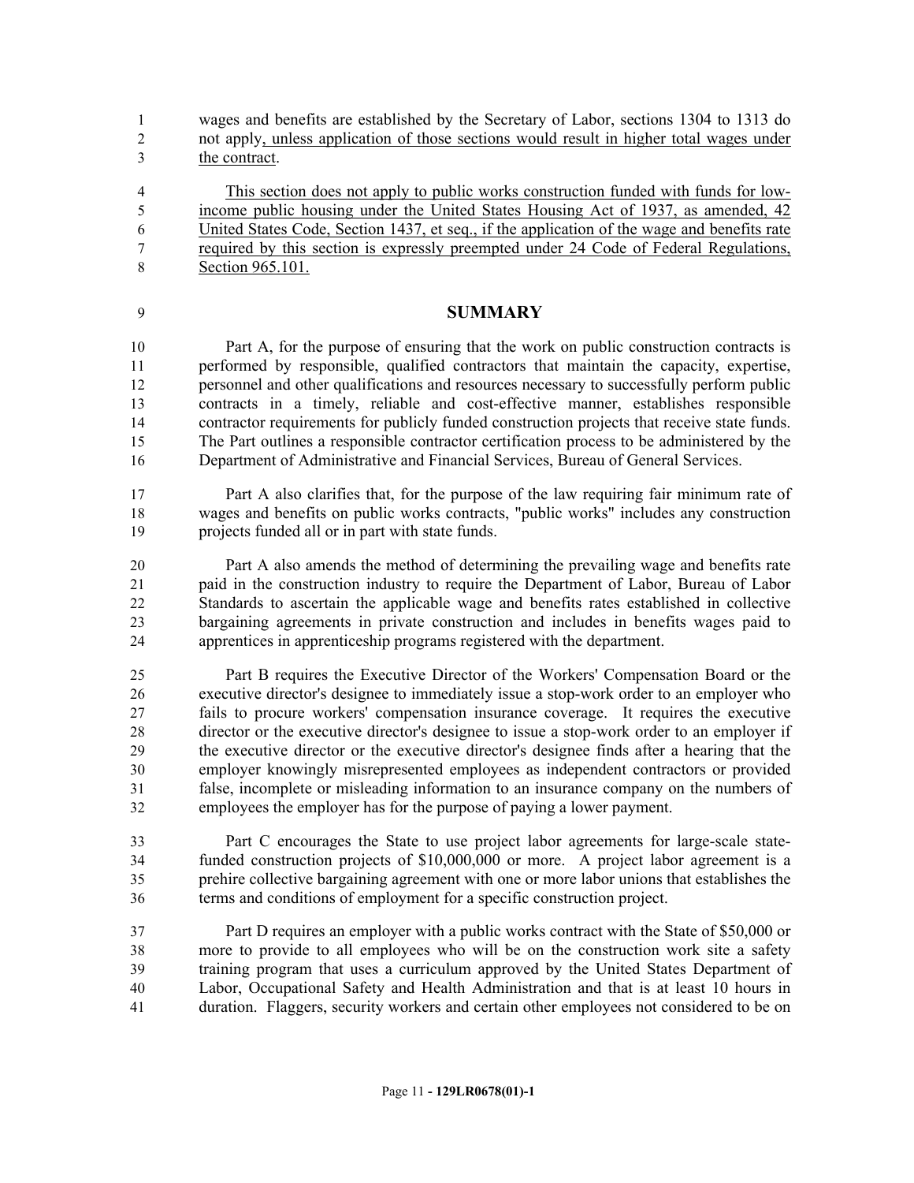wages and benefits are established by the Secretary of Labor, sections 1304 to 1313 do not apply, unless application of those sections would result in higher total wages under the contract.

This section does not apply to public works construction funded with funds for low-income public housing under the United States Housing Act of 1937, as amended, 42 United States Code, Section 1437, et seq., if the application of the wage and benefits rate required by this section is expressly preempted under 24 Code of Federal Regulations, Section 965.101.

## SUMMARY

Part A, for the purpose of ensuring that the work on public construction contracts is performed by responsible, qualified contractors that maintain the capacity, expertise, personnel and other qualifications and resources necessary to successfully perform public contracts in a timely, reliable and cost-effective manner, establishes responsible contractor requirements for publicly funded construction projects that receive state funds. The Part outlines a responsible contractor certification process to be administered by the Department of Administrative and Financial Services, Bureau of General Services.

Part A also clarifies that, for the purpose of the law requiring fair minimum rate of wages and benefits on public works contracts, "public works" includes any construction projects funded all or in part with state funds.

Part A also amends the method of determining the prevailing wage and benefits rate paid in the construction industry to require the Department of Labor, Bureau of Labor Standards to ascertain the applicable wage and benefits rates established in collective bargaining agreements in private construction and includes in benefits wages paid to apprentices in apprenticeship programs registered with the department.

Part B requires the Executive Director of the Workers' Compensation Board or the executive director's designee to immediately issue a stop-work order to an employer who fails to procure workers' compensation insurance coverage. It requires the executive director or the executive director's designee to issue a stop-work order to an employer if the executive director or the executive director's designee finds after a hearing that the employer knowingly misrepresented employees as independent contractors or provided false, incomplete or misleading information to an insurance company on the numbers of employees the employer has for the purpose of paying a lower payment.

Part C encourages the State to use project labor agreements for large-scale state-funded construction projects of $10,000,000 or more. A project labor agreement is a prehire collective bargaining agreement with one or more labor unions that establishes the terms and conditions of employment for a specific construction project.

Part D requires an employer with a public works contract with the State of $50,000 or more to provide to all employees who will be on the construction work site a safety training program that uses a curriculum approved by the United States Department of Labor, Occupational Safety and Health Administration and that is at least 10 hours in duration. Flaggers, security workers and certain other employees not considered to be on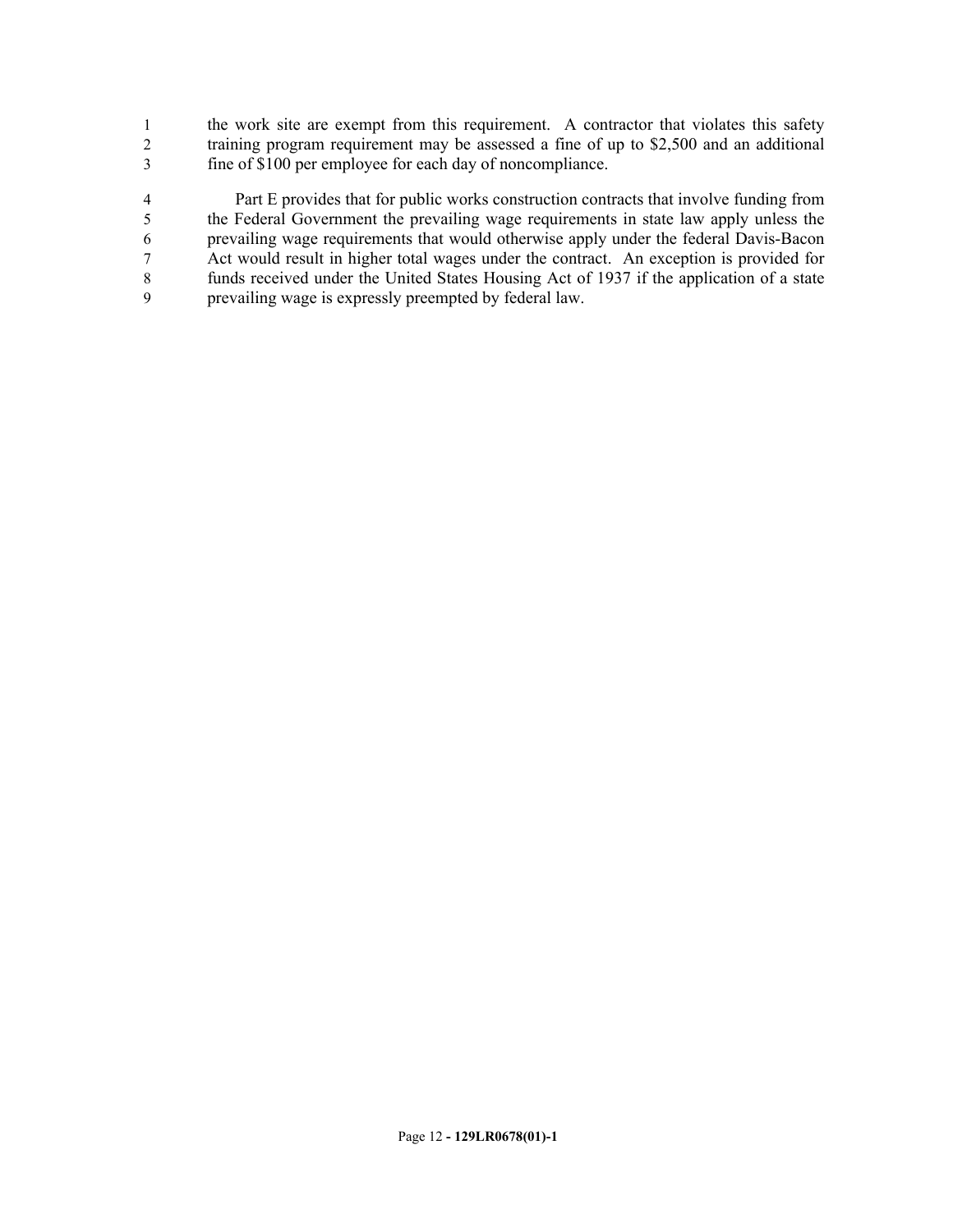the work site are exempt from this requirement. A contractor that violates this safety training program requirement may be assessed a fine of up to $2,500 and an additional fine of $100 per employee for each day of noncompliance.

Part E provides that for public works construction contracts that involve funding from the Federal Government the prevailing wage requirements in state law apply unless the prevailing wage requirements that would otherwise apply under the federal Davis-Bacon Act would result in higher total wages under the contract. An exception is provided for funds received under the United States Housing Act of 1937 if the application of a state prevailing wage is expressly preempted by federal law.